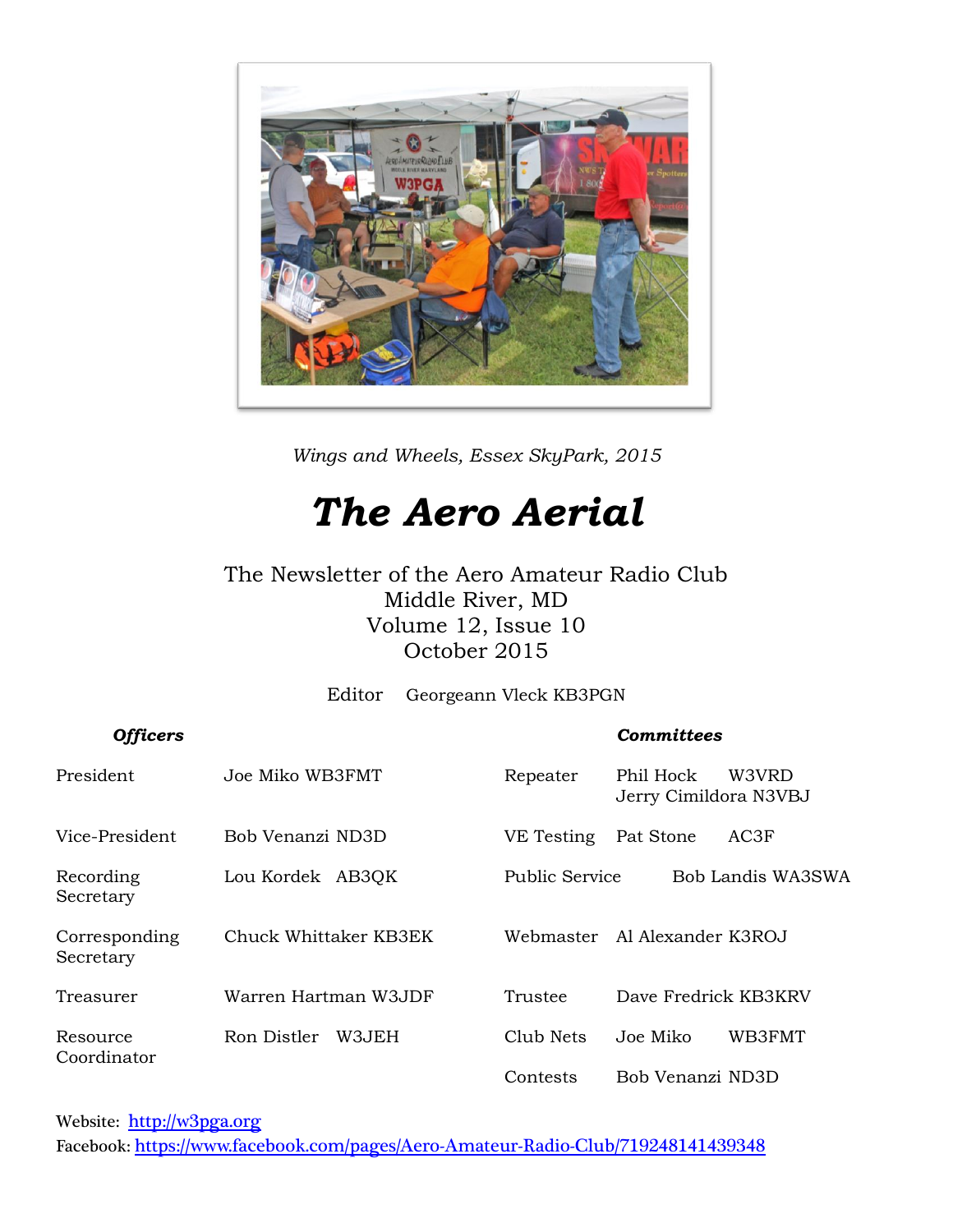*Wings and Wheels, Essex SkyPark, 2015*

# *The Aero Aerial*

The Newsletter of the Aero Amateur Radio Club
Middle River, MD
Volume 12, Issue 10
October 2015

Editor Georgeann Vleck KB3PGN

| ***Officers*** | | ***Committees*** | |
|---|---|---|---|
| President | Joe Miko WB3FMT | Repeater | Phil Hock W3VRD<br>Jerry Cimildora N3VBJ |
| Vice-President | Bob Venanzi ND3D | VE Testing | Pat Stone AC3F |
| Recording Secretary | Lou Kordek AB3QK | Public Service | Bob Landis WA3SWA |
| Corresponding Secretary | Chuck Whittaker KB3EK | Webmaster | Al Alexander K3ROJ |
| Treasurer | Warren Hartman W3JDF | Trustee | Dave Fredrick KB3KRV |
| Resource Coordinator | Ron Distler W3JEH | Club Nets | Joe Miko WB3FMT |
| | | Contests | Bob Venanzi ND3D |

Website: http://w3pga.org
Facebook: https://www.facebook.com/pages/Aero-Amateur-Radio-Club/719248141439348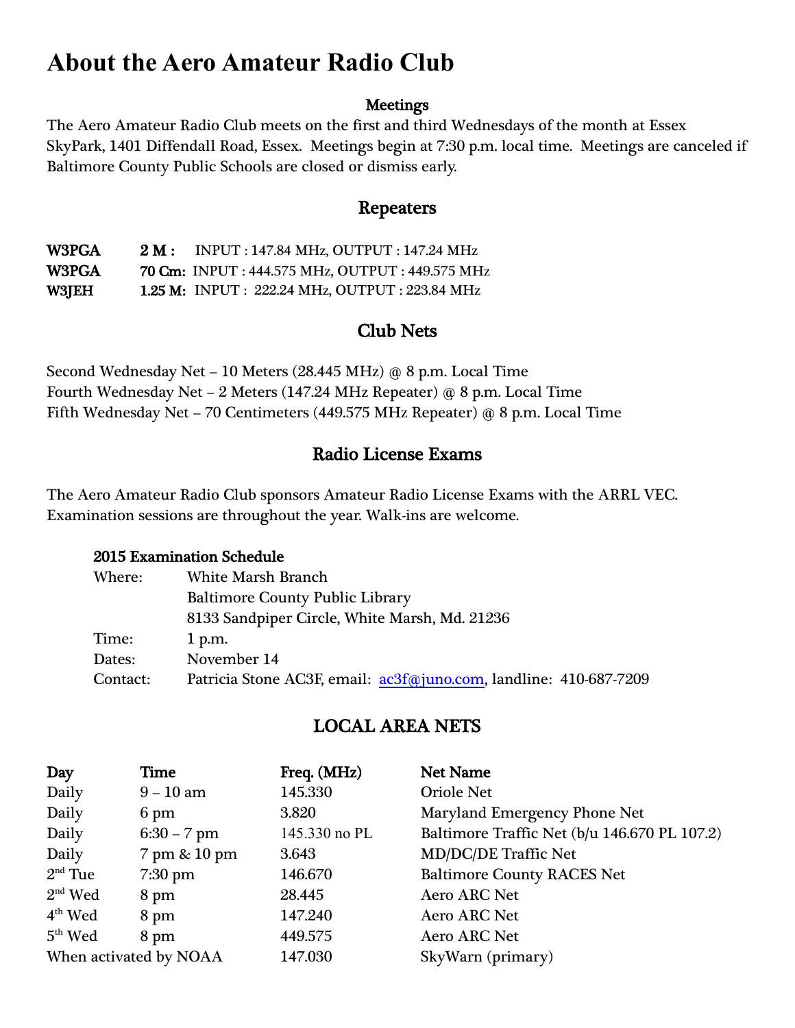# About the Aero Amateur Radio Club

## Meetings

The Aero Amateur Radio Club meets on the first and third Wednesdays of the month at Essex SkyPark, 1401 Diffendall Road, Essex. Meetings begin at 7:30 p.m. local time. Meetings are canceled if Baltimore County Public Schools are closed or dismiss early.

## Repeaters

| | | |
|---|---|---|
| **W3PGA** | **2 M :** | INPUT : 147.84 MHz, OUTPUT : 147.24 MHz |
| **W3PGA** | **70 Cm:** | INPUT : 444.575 MHz, OUTPUT : 449.575 MHz |
| **W3JEH** | **1.25 M:** | INPUT : 222.24 MHz, OUTPUT : 223.84 MHz |

## Club Nets

Second Wednesday Net – 10 Meters (28.445 MHz) @ 8 p.m. Local Time
Fourth Wednesday Net – 2 Meters (147.24 MHz Repeater) @ 8 p.m. Local Time
Fifth Wednesday Net – 70 Centimeters (449.575 MHz Repeater) @ 8 p.m. Local Time

## Radio License Exams

The Aero Amateur Radio Club sponsors Amateur Radio License Exams with the ARRL VEC. Examination sessions are throughout the year. Walk-ins are welcome.

**2015 Examination Schedule**

| | |
|---|---|
| Where: | White Marsh Branch<br>Baltimore County Public Library<br>8133 Sandpiper Circle, White Marsh, Md. 21236 |
| Time: | 1 p.m. |
| Dates: | November 14 |
| Contact: | Patricia Stone AC3F, email: ac3f@juno.com, landline: 410-687-7209 |

## LOCAL AREA NETS

| Day | Time | Freq. (MHz) | Net Name |
|---|---|---|---|
| Daily | 9 – 10 am | 145.330 | Oriole Net |
| Daily | 6 pm | 3.820 | Maryland Emergency Phone Net |
| Daily | 6:30 – 7 pm | 145.330 no PL | Baltimore Traffic Net (b/u 146.670 PL 107.2) |
| Daily | 7 pm & 10 pm | 3.643 | MD/DC/DE Traffic Net |
| 2nd Tue | 7:30 pm | 146.670 | Baltimore County RACES Net |
| 2nd Wed | 8 pm | 28.445 | Aero ARC Net |
| 4th Wed | 8 pm | 147.240 | Aero ARC Net |
| 5th Wed | 8 pm | 449.575 | Aero ARC Net |
| When activated by NOAA | | 147.030 | SkyWarn (primary) |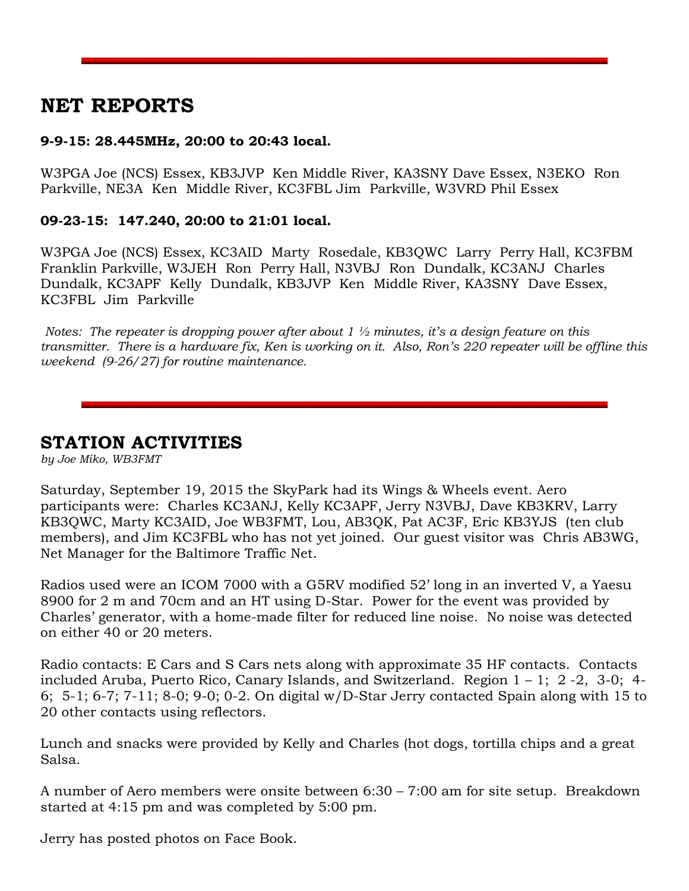## NET REPORTS

**9-9-15: 28.445MHz, 20:00 to 20:43 local.**

W3PGA Joe (NCS) Essex, KB3JVP Ken Middle River, KA3SNY Dave Essex, N3EKO Ron Parkville, NE3A Ken Middle River, KC3FBL Jim Parkville, W3VRD Phil Essex

**09-23-15: 147.240, 20:00 to 21:01 local.**

W3PGA Joe (NCS) Essex, KC3AID Marty Rosedale, KB3QWC Larry Perry Hall, KC3FBM Franklin Parkville, W3JEH Ron Perry Hall, N3VBJ Ron Dundalk, KC3ANJ Charles Dundalk, KC3APF Kelly Dundalk, KB3JVP Ken Middle River, KA3SNY Dave Essex, KC3FBL Jim Parkville

*Notes: The repeater is dropping power after about 1 ½ minutes, it's a design feature on this transmitter. There is a hardware fix, Ken is working on it. Also, Ron's 220 repeater will be offline this weekend (9-26/27) for routine maintenance.*

## STATION ACTIVITIES

*by Joe Miko, WB3FMT*

Saturday, September 19, 2015 the SkyPark had its Wings & Wheels event. Aero participants were: Charles KC3ANJ, Kelly KC3APF, Jerry N3VBJ, Dave KB3KRV, Larry KB3QWC, Marty KC3AID, Joe WB3FMT, Lou, AB3QK, Pat AC3F, Eric KB3YJS (ten club members), and Jim KC3FBL who has not yet joined. Our guest visitor was Chris AB3WG, Net Manager for the Baltimore Traffic Net.

Radios used were an ICOM 7000 with a G5RV modified 52' long in an inverted V, a Yaesu 8900 for 2 m and 70cm and an HT using D-Star. Power for the event was provided by Charles' generator, with a home-made filter for reduced line noise. No noise was detected on either 40 or 20 meters.

Radio contacts: E Cars and S Cars nets along with approximate 35 HF contacts. Contacts included Aruba, Puerto Rico, Canary Islands, and Switzerland. Region 1 – 1; 2 -2, 3-0; 4-6; 5-1; 6-7; 7-11; 8-0; 9-0; 0-2. On digital w/D-Star Jerry contacted Spain along with 15 to 20 other contacts using reflectors.

Lunch and snacks were provided by Kelly and Charles (hot dogs, tortilla chips and a great Salsa.

A number of Aero members were onsite between 6:30 – 7:00 am for site setup. Breakdown started at 4:15 pm and was completed by 5:00 pm.

Jerry has posted photos on Face Book.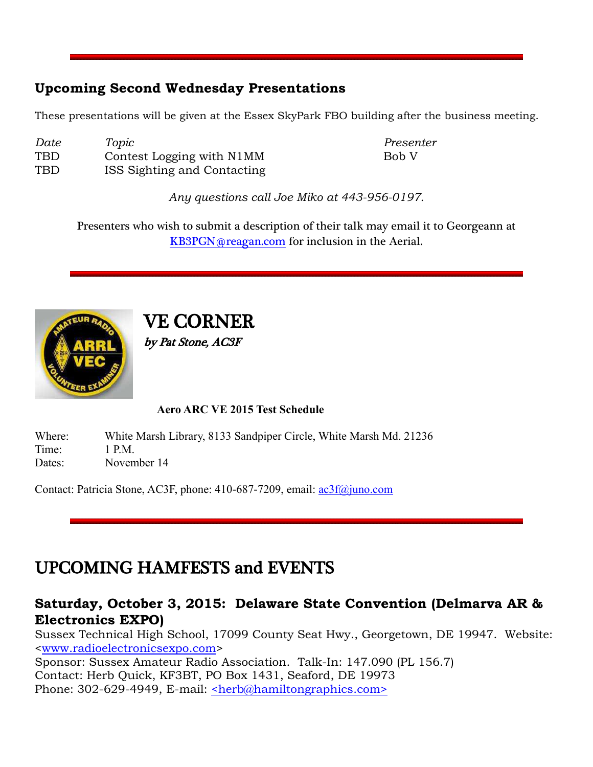## Upcoming Second Wednesday Presentations

These presentations will be given at the Essex SkyPark FBO building after the business meeting.

| *Date* | *Topic* | *Presenter* |
|---|---|---|
| TBD | Contest Logging with N1MM | Bob V |
| TBD | ISS Sighting and Contacting | |

*Any questions call Joe Miko at 443-956-0197.*

Presenters who wish to submit a description of their talk may email it to Georgeann at KB3PGN@reagan.com for inclusion in the Aerial.

# VE CORNER

*by Pat Stone, AC3F*

**Aero ARC VE 2015 Test Schedule**

Where: White Marsh Library, 8133 Sandpiper Circle, White Marsh Md. 21236
Time: 1 P.M.
Dates: November 14

Contact: Patricia Stone, AC3F, phone: 410-687-7209, email: ac3f@juno.com

# UPCOMING HAMFESTS and EVENTS

### Saturday, October 3, 2015: Delaware State Convention (Delmarva AR & Electronics EXPO)

Sussex Technical High School, 17099 County Seat Hwy., Georgetown, DE 19947. Website: <www.radioelectronicsexpo.com>
Sponsor: Sussex Amateur Radio Association. Talk-In: 147.090 (PL 156.7)
Contact: Herb Quick, KF3BT, PO Box 1431, Seaford, DE 19973
Phone: 302-629-4949, E-mail: <herb@hamiltongraphics.com>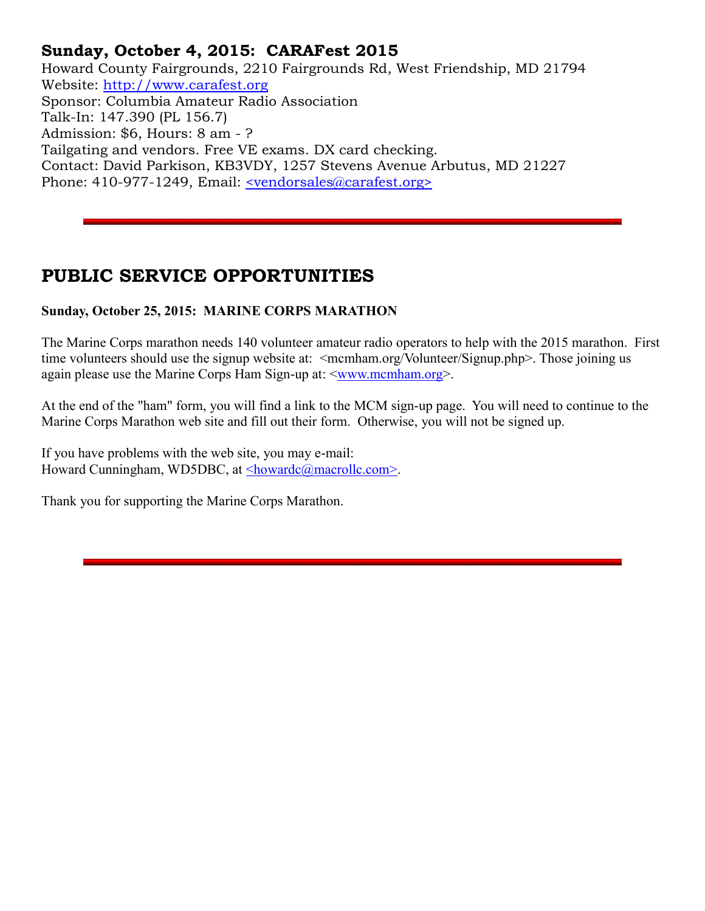### Sunday, October 4, 2015: CARAFest 2015

Howard County Fairgrounds, 2210 Fairgrounds Rd, West Friendship, MD 21794
Website: http://www.carafest.org
Sponsor: Columbia Amateur Radio Association
Talk-In: 147.390 (PL 156.7)
Admission: $6, Hours: 8 am - ?
Tailgating and vendors. Free VE exams. DX card checking.
Contact: David Parkison, KB3VDY, 1257 Stevens Avenue Arbutus, MD 21227
Phone: 410-977-1249, Email: <vendorsales@carafest.org>

---

## PUBLIC SERVICE OPPORTUNITIES

**Sunday, October 25, 2015: MARINE CORPS MARATHON**

The Marine Corps marathon needs 140 volunteer amateur radio operators to help with the 2015 marathon. First time volunteers should use the signup website at: <mcmham.org/Volunteer/Signup.php>. Those joining us again please use the Marine Corps Ham Sign-up at: <www.mcmham.org>.

At the end of the "ham" form, you will find a link to the MCM sign-up page. You will need to continue to the Marine Corps Marathon web site and fill out their form. Otherwise, you will not be signed up.

If you have problems with the web site, you may e-mail:
Howard Cunningham, WD5DBC, at <howardc@macrollc.com>.

Thank you for supporting the Marine Corps Marathon.

---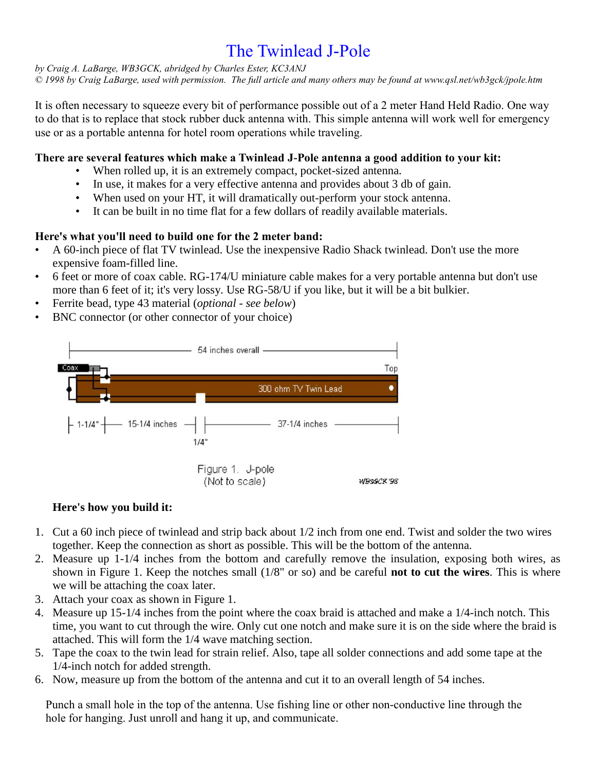# The Twinlead J-Pole

*by Craig A. LaBarge, WB3GCK, abridged by Charles Ester, KC3ANJ*
*© 1998 by Craig LaBarge, used with permission. The full article and many others may be found at www.qsl.net/wb3gck/jpole.htm*

It is often necessary to squeeze every bit of performance possible out of a 2 meter Hand Held Radio. One way to do that is to replace that stock rubber duck antenna with. This simple antenna will work well for emergency use or as a portable antenna for hotel room operations while traveling.

**There are several features which make a Twinlead J-Pole antenna a good addition to your kit:**

- When rolled up, it is an extremely compact, pocket-sized antenna.
- In use, it makes for a very effective antenna and provides about 3 db of gain.
- When used on your HT, it will dramatically out-perform your stock antenna.
- It can be built in no time flat for a few dollars of readily available materials.

**Here's what you'll need to build one for the 2 meter band:**

- A 60-inch piece of flat TV twinlead. Use the inexpensive Radio Shack twinlead. Don't use the more expensive foam-filled line.
- 6 feet or more of coax cable. RG-174/U miniature cable makes for a very portable antenna but don't use more than 6 feet of it; it's very lossy. Use RG-58/U if you like, but it will be a bit bulkier.
- Ferrite bead, type 43 material (*optional - see below*)
- BNC connector (or other connector of your choice)

54 inches overall

Coax — Top — 300 ohm TV Twin Lead

1-1/4" — 15-1/4 inches — 1/4" — 37-1/4 inches

Figure 1. J-pole
(Not to scale)

WB3GCK '98

**Here's how you build it:**

1. Cut a 60 inch piece of twinlead and strip back about 1/2 inch from one end. Twist and solder the two wires together. Keep the connection as short as possible. This will be the bottom of the antenna.
2. Measure up 1-1/4 inches from the bottom and carefully remove the insulation, exposing both wires, as shown in Figure 1. Keep the notches small (1/8" or so) and be careful **not to cut the wires**. This is where we will be attaching the coax later.
3. Attach your coax as shown in Figure 1.
4. Measure up 15-1/4 inches from the point where the coax braid is attached and make a 1/4-inch notch. This time, you want to cut through the wire. Only cut one notch and make sure it is on the side where the braid is attached. This will form the 1/4 wave matching section.
5. Tape the coax to the twin lead for strain relief. Also, tape all solder connections and add some tape at the 1/4-inch notch for added strength.
6. Now, measure up from the bottom of the antenna and cut it to an overall length of 54 inches.

Punch a small hole in the top of the antenna. Use fishing line or other non-conductive line through the hole for hanging. Just unroll and hang it up, and communicate.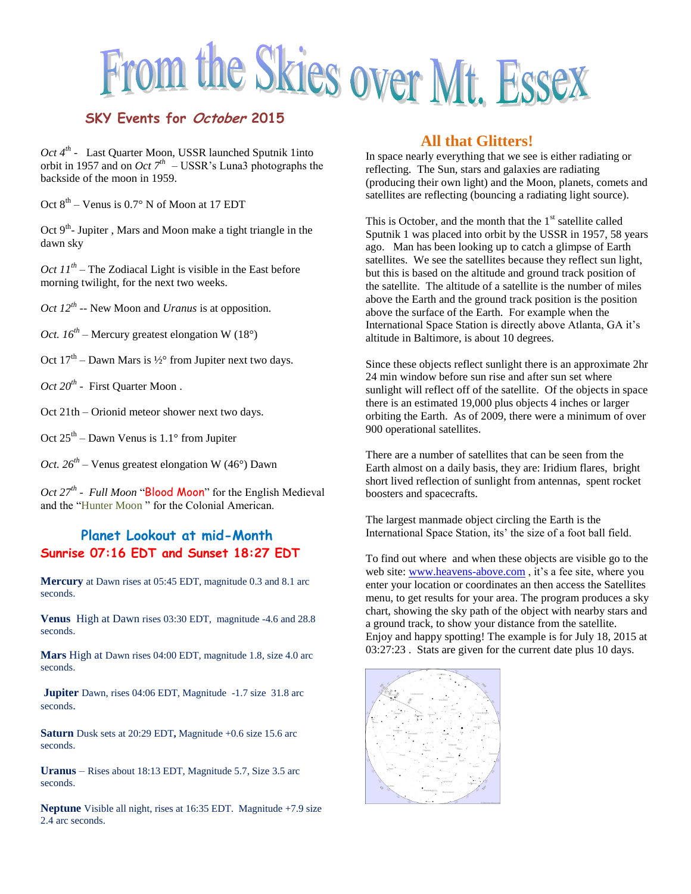# From the Skies over Mt. Essex

## SKY Events for *October* 2015

*Oct 4th* - Last Quarter Moon, USSR launched Sputnik 1into orbit in 1957 and on *Oct 7th* – USSR's Luna3 photographs the backside of the moon in 1959.

Oct 8th – Venus is 0.7° N of Moon at 17 EDT

Oct 9th- Jupiter , Mars and Moon make a tight triangle in the dawn sky

*Oct 11th* – The Zodiacal Light is visible in the East before morning twilight, for the next two weeks.

*Oct 12th* -- New Moon and *Uranus* is at opposition.

*Oct. 16th* – Mercury greatest elongation W (18°)

Oct 17th – Dawn Mars is ½° from Jupiter next two days.

*Oct 20th* - First Quarter Moon .

Oct 21th – Orionid meteor shower next two days.

Oct 25th – Dawn Venus is 1.1° from Jupiter

*Oct. 26th* – Venus greatest elongation W (46°) Dawn

*Oct 27th* - *Full Moon* "Blood Moon" for the English Medieval and the "Hunter Moon " for the Colonial American.

### Planet Lookout at mid-Month
### Sunrise 07:16 EDT and Sunset 18:27 EDT

**Mercury** at Dawn rises at 05:45 EDT, magnitude 0.3 and 8.1 arc seconds.

**Venus** High at Dawn rises 03:30 EDT, magnitude -4.6 and 28.8 seconds.

**Mars** High at Dawn rises 04:00 EDT, magnitude 1.8, size 4.0 arc seconds.

**Jupiter** Dawn, rises 04:06 EDT, Magnitude -1.7 size 31.8 arc seconds.

**Saturn** Dusk sets at 20:29 EDT**,** Magnitude +0.6 size 15.6 arc seconds.

**Uranus** – Rises about 18:13 EDT, Magnitude 5.7, Size 3.5 arc seconds.

**Neptune** Visible all night, rises at 16:35 EDT. Magnitude +7.9 size 2.4 arc seconds.

## All that Glitters!

In space nearly everything that we see is either radiating or reflecting. The Sun, stars and galaxies are radiating (producing their own light) and the Moon, planets, comets and satellites are reflecting (bouncing a radiating light source).

This is October, and the month that the 1st satellite called Sputnik 1 was placed into orbit by the USSR in 1957, 58 years ago. Man has been looking up to catch a glimpse of Earth satellites. We see the satellites because they reflect sun light, but this is based on the altitude and ground track position of the satellite. The altitude of a satellite is the number of miles above the Earth and the ground track position is the position above the surface of the Earth. For example when the International Space Station is directly above Atlanta, GA it's altitude in Baltimore, is about 10 degrees.

Since these objects reflect sunlight there is an approximate 2hr 24 min window before sun rise and after sun set where sunlight will reflect off of the satellite. Of the objects in space there is an estimated 19,000 plus objects 4 inches or larger orbiting the Earth. As of 2009, there were a minimum of over 900 operational satellites.

There are a number of satellites that can be seen from the Earth almost on a daily basis, they are: Iridium flares, bright short lived reflection of sunlight from antennas, spent rocket boosters and spacecrafts.

The largest manmade object circling the Earth is the International Space Station, its' the size of a foot ball field.

To find out where and when these objects are visible go to the web site: www.heavens-above.com , it's a fee site, where you enter your location or coordinates an then access the Satellites menu, to get results for your area. The program produces a sky chart, showing the sky path of the object with nearby stars and a ground track, to show your distance from the satellite. Enjoy and happy spotting! The example is for July 18, 2015 at 03:27:23 . Stats are given for the current date plus 10 days.